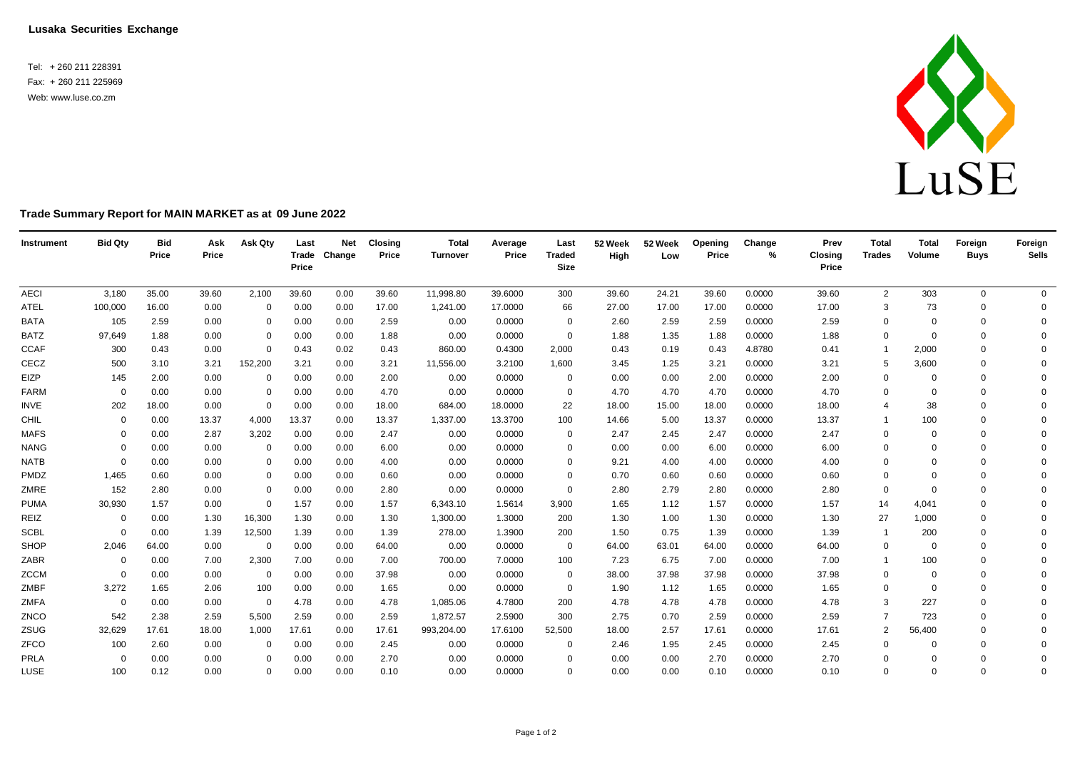**Lusaka Securities Exchange**

Tel: + 260 211 228391
Fax: + 260 211 225969
Web: www.luse.co.zm

**Trade Summary Report for MAIN MARKET as at 09 June 2022**

| Instrument | Bid Qty | Bid Price | Ask Price | Ask Qty | Last Trade Price | Net Change | Closing Price | Total Turnover | Average Price | Last Traded Size | 52 Week High | 52 Week Low | Opening Price | Change % | Prev Closing Price | Total Trades | Total Volume | Foreign Buys | Foreign Sells |
|---|---|---|---|---|---|---|---|---|---|---|---|---|---|---|---|---|---|---|---|
| AECI | 3,180 | 35.00 | 39.60 | 2,100 | 39.60 | 0.00 | 39.60 | 11,998.80 | 39.6000 | 300 | 39.60 | 24.21 | 39.60 | 0.0000 | 39.60 | 2 | 303 | 0 | 0 |
| ATEL | 100,000 | 16.00 | 0.00 | 0 | 0.00 | 0.00 | 17.00 | 1,241.00 | 17.0000 | 66 | 27.00 | 17.00 | 17.00 | 0.0000 | 17.00 | 3 | 73 | 0 | 0 |
| BATA | 105 | 2.59 | 0.00 | 0 | 0.00 | 0.00 | 2.59 | 0.00 | 0.0000 | 0 | 2.60 | 2.59 | 2.59 | 0.0000 | 2.59 | 0 | 0 | 0 | 0 |
| BATZ | 97,649 | 1.88 | 0.00 | 0 | 0.00 | 0.00 | 1.88 | 0.00 | 0.0000 | 0 | 1.88 | 1.35 | 1.88 | 0.0000 | 1.88 | 0 | 0 | 0 | 0 |
| CCAF | 300 | 0.43 | 0.00 | 0 | 0.43 | 0.02 | 0.43 | 860.00 | 0.4300 | 2,000 | 0.43 | 0.19 | 0.43 | 4.8780 | 0.41 | 1 | 2,000 | 0 | 0 |
| CECZ | 500 | 3.10 | 3.21 | 152,200 | 3.21 | 0.00 | 3.21 | 11,556.00 | 3.2100 | 1,600 | 3.45 | 1.25 | 3.21 | 0.0000 | 3.21 | 5 | 3,600 | 0 | 0 |
| EIZP | 145 | 2.00 | 0.00 | 0 | 0.00 | 0.00 | 2.00 | 0.00 | 0.0000 | 0 | 0.00 | 0.00 | 2.00 | 0.0000 | 2.00 | 0 | 0 | 0 | 0 |
| FARM | 0 | 0.00 | 0.00 | 0 | 0.00 | 0.00 | 4.70 | 0.00 | 0.0000 | 0 | 4.70 | 4.70 | 4.70 | 0.0000 | 4.70 | 0 | 0 | 0 | 0 |
| INVE | 202 | 18.00 | 0.00 | 0 | 0.00 | 0.00 | 18.00 | 684.00 | 18.0000 | 22 | 18.00 | 15.00 | 18.00 | 0.0000 | 18.00 | 4 | 38 | 0 | 0 |
| CHIL | 0 | 0.00 | 13.37 | 4,000 | 13.37 | 0.00 | 13.37 | 1,337.00 | 13.3700 | 100 | 14.66 | 5.00 | 13.37 | 0.0000 | 13.37 | 1 | 100 | 0 | 0 |
| MAFS | 0 | 0.00 | 2.87 | 3,202 | 0.00 | 0.00 | 2.47 | 0.00 | 0.0000 | 0 | 2.47 | 2.45 | 2.47 | 0.0000 | 2.47 | 0 | 0 | 0 | 0 |
| NANG | 0 | 0.00 | 0.00 | 0 | 0.00 | 0.00 | 6.00 | 0.00 | 0.0000 | 0 | 0.00 | 0.00 | 6.00 | 0.0000 | 6.00 | 0 | 0 | 0 | 0 |
| NATB | 0 | 0.00 | 0.00 | 0 | 0.00 | 0.00 | 4.00 | 0.00 | 0.0000 | 0 | 9.21 | 4.00 | 4.00 | 0.0000 | 4.00 | 0 | 0 | 0 | 0 |
| PMDZ | 1,465 | 0.60 | 0.00 | 0 | 0.00 | 0.00 | 0.60 | 0.00 | 0.0000 | 0 | 0.70 | 0.60 | 0.60 | 0.0000 | 0.60 | 0 | 0 | 0 | 0 |
| ZMRE | 152 | 2.80 | 0.00 | 0 | 0.00 | 0.00 | 2.80 | 0.00 | 0.0000 | 0 | 2.80 | 2.79 | 2.80 | 0.0000 | 2.80 | 0 | 0 | 0 | 0 |
| PUMA | 30,930 | 1.57 | 0.00 | 0 | 1.57 | 0.00 | 1.57 | 6,343.10 | 1.5614 | 3,900 | 1.65 | 1.12 | 1.57 | 0.0000 | 1.57 | 14 | 4,041 | 0 | 0 |
| REIZ | 0 | 0.00 | 1.30 | 16,300 | 1.30 | 0.00 | 1.30 | 1,300.00 | 1.3000 | 200 | 1.30 | 1.00 | 1.30 | 0.0000 | 1.30 | 27 | 1,000 | 0 | 0 |
| SCBL | 0 | 0.00 | 1.39 | 12,500 | 1.39 | 0.00 | 1.39 | 278.00 | 1.3900 | 200 | 1.50 | 0.75 | 1.39 | 0.0000 | 1.39 | 1 | 200 | 0 | 0 |
| SHOP | 2,046 | 64.00 | 0.00 | 0 | 0.00 | 0.00 | 64.00 | 0.00 | 0.0000 | 0 | 64.00 | 63.01 | 64.00 | 0.0000 | 64.00 | 0 | 0 | 0 | 0 |
| ZABR | 0 | 0.00 | 7.00 | 2,300 | 7.00 | 0.00 | 7.00 | 700.00 | 7.0000 | 100 | 7.23 | 6.75 | 7.00 | 0.0000 | 7.00 | 1 | 100 | 0 | 0 |
| ZCCM | 0 | 0.00 | 0.00 | 0 | 0.00 | 0.00 | 37.98 | 0.00 | 0.0000 | 0 | 38.00 | 37.98 | 37.98 | 0.0000 | 37.98 | 0 | 0 | 0 | 0 |
| ZMBF | 3,272 | 1.65 | 2.06 | 100 | 0.00 | 0.00 | 1.65 | 0.00 | 0.0000 | 0 | 1.90 | 1.12 | 1.65 | 0.0000 | 1.65 | 0 | 0 | 0 | 0 |
| ZMFA | 0 | 0.00 | 0.00 | 0 | 4.78 | 0.00 | 4.78 | 1,085.06 | 4.7800 | 200 | 4.78 | 4.78 | 4.78 | 0.0000 | 4.78 | 3 | 227 | 0 | 0 |
| ZNCO | 542 | 2.38 | 2.59 | 5,500 | 2.59 | 0.00 | 2.59 | 1,872.57 | 2.5900 | 300 | 2.75 | 0.70 | 2.59 | 0.0000 | 2.59 | 7 | 723 | 0 | 0 |
| ZSUG | 32,629 | 17.61 | 18.00 | 1,000 | 17.61 | 0.00 | 17.61 | 993,204.00 | 17.6100 | 52,500 | 18.00 | 2.57 | 17.61 | 0.0000 | 17.61 | 2 | 56,400 | 0 | 0 |
| ZFCO | 100 | 2.60 | 0.00 | 0 | 0.00 | 0.00 | 2.45 | 0.00 | 0.0000 | 0 | 2.46 | 1.95 | 2.45 | 0.0000 | 2.45 | 0 | 0 | 0 | 0 |
| PRLA | 0 | 0.00 | 0.00 | 0 | 0.00 | 0.00 | 2.70 | 0.00 | 0.0000 | 0 | 0.00 | 0.00 | 2.70 | 0.0000 | 2.70 | 0 | 0 | 0 | 0 |
| LUSE | 100 | 0.12 | 0.00 | 0 | 0.00 | 0.00 | 0.10 | 0.00 | 0.0000 | 0 | 0.00 | 0.00 | 0.10 | 0.0000 | 0.10 | 0 | 0 | 0 | 0 |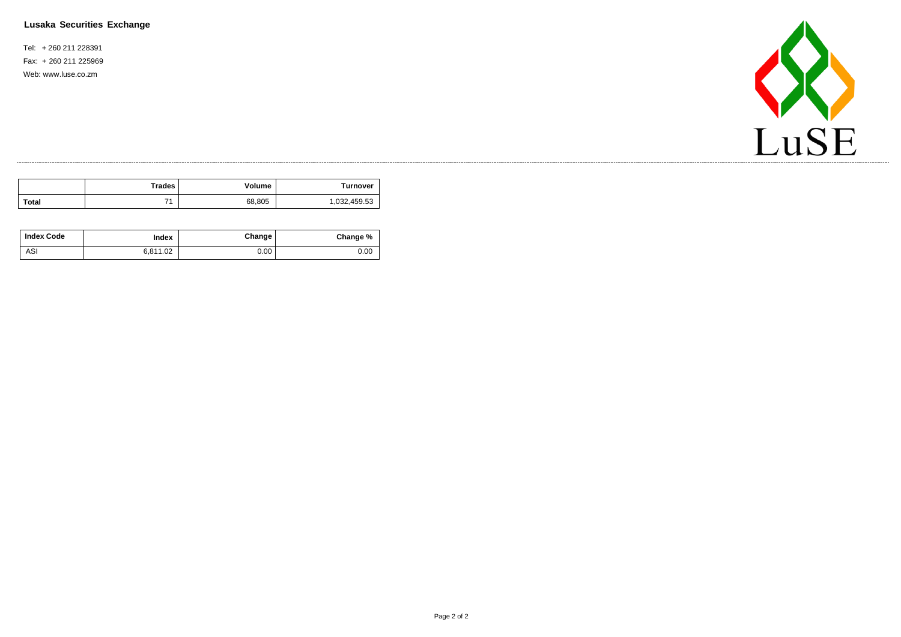**Lusaka Securities Exchange**

Tel: + 260 211 228391

Fax: + 260 211 225969

Web: www.luse.co.zm

LuSE

| | Trades | Volume | Turnover |
|---|---|---|---|
| Total | 71 | 68,805 | 1,032,459.53 |

| Index Code | Index | Change | Change % |
|---|---|---|---|
| ASI | 6,811.02 | 0.00 | 0.00 |